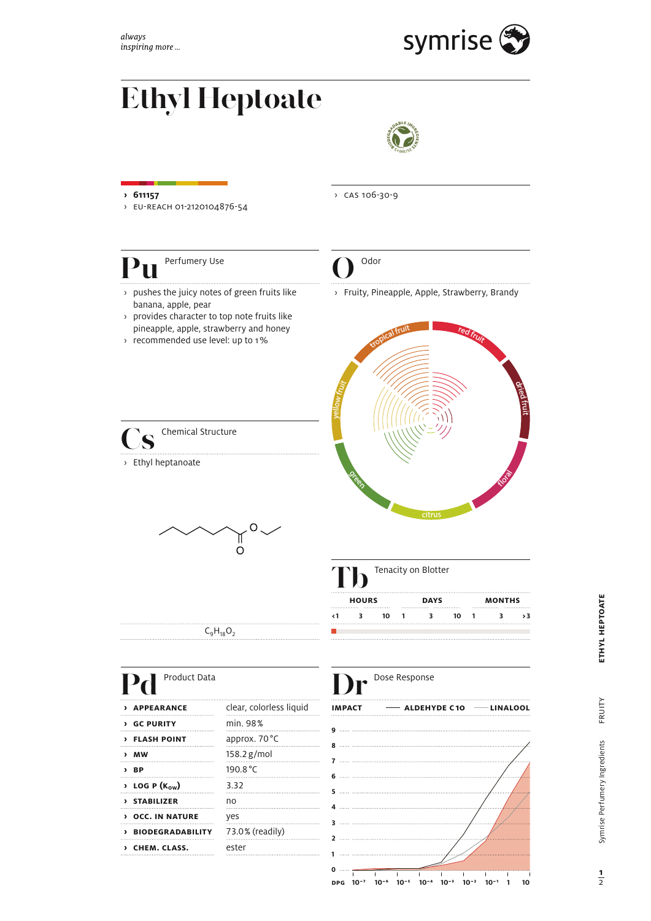*always inspiring more ...*

symrise

# Ethyl Heptoate

- **611157**
- EU-REACH 01-2120104876-54
- CAS 106-30-9

## Pu Perfumery Use

- pushes the juicy notes of green fruits like banana, apple, pear
- provides character to top note fruits like pineapple, apple, strawberry and honey
- recommended use level: up to 1%

## O Odor

- Fruity, Pineapple, Apple, Strawberry, Brandy

tropical fruit, red fruit, dried fruit, floral, citrus, green, yellow fruit

## Cs Chemical Structure

- Ethyl heptanoate

$C_9H_{18}O_2$

## Tb Tenacity on Blotter

| HOURS | | | DAYS | | | MONTHS | | |
|---|---|---|---|---|---|---|---|---|
| <1 | 3 | 10 | 1 | 3 | 10 | 1 | 3 | >3 |

## Pd Product Data

| | |
|---|---|
| **APPEARANCE** | clear, colorless liquid |
| **GC PURITY** | min. 98% |
| **FLASH POINT** | approx. 70°C |
| **MW** | 158.2 g/mol |
| **BP** | 190.8°C |
| **LOG P ($K_{OW}$)** | 3.32 |
| **STABILIZER** | no |
| **OCC. IN NATURE** | yes |
| **BIODEGRADABILITY** | 73.0% (readily) |
| **CHEM. CLASS.** | ester |

## Dr Dose Response

IMPACT — ALDEHYDE C10 — LINALOOL

DPG: $10^{-7}$, $10^{-6}$, $10^{-5}$, $10^{-4}$, $10^{-3}$, $10^{-2}$, $10^{-1}$, 1, 10

ETHYL HEPTOATE FRUITY Symrise Perfumery Ingredients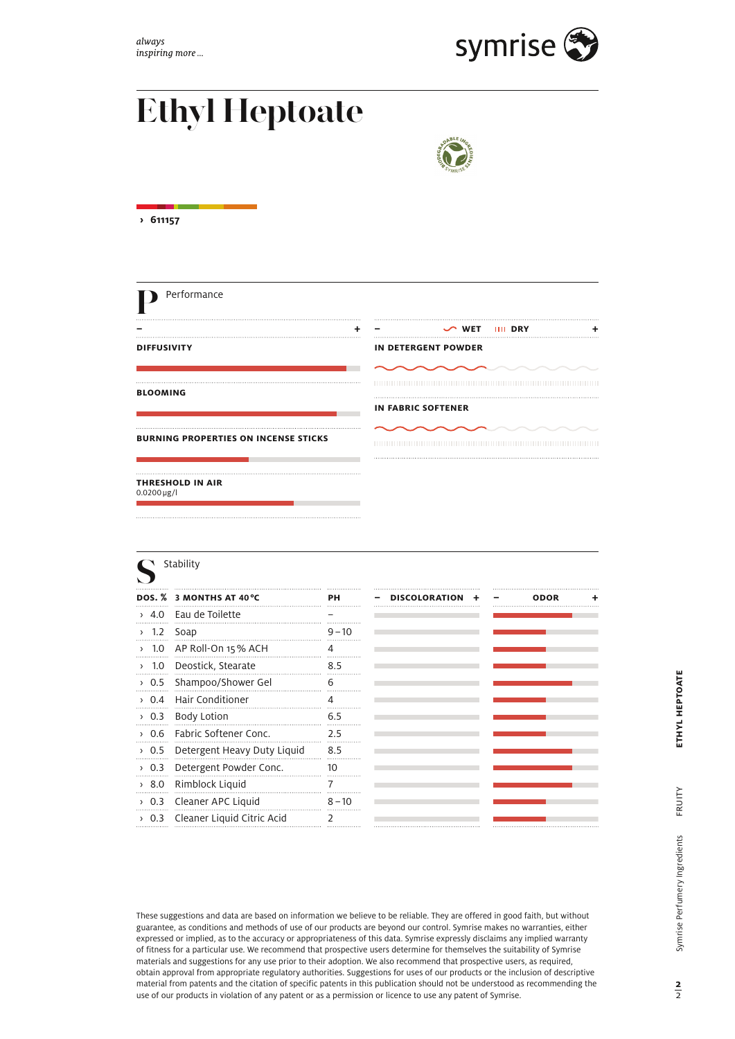# Ethyl Heptoate

› 611157

## P Performance

– +

**DIFFUSIVITY**

**BLOOMING**

**BURNING PROPERTIES ON INCENSE STICKS**

**THRESHOLD IN AIR**
0.0200 µg/l

– WET DRY +

**IN DETERGENT POWDER**

**IN FABRIC SOFTENER**

## S Stability

| DOS. % | 3 MONTHS AT 40 °C | PH |
|---|---|---|
| › 4.0 | Eau de Toilette | – |
| › 1.2 | Soap | 9 – 10 |
| › 1.0 | AP Roll-On 15 % ACH | 4 |
| › 1.0 | Deostick, Stearate | 8.5 |
| › 0.5 | Shampoo/Shower Gel | 6 |
| › 0.4 | Hair Conditioner | 4 |
| › 0.3 | Body Lotion | 6.5 |
| › 0.6 | Fabric Softener Conc. | 2.5 |
| › 0.5 | Detergent Heavy Duty Liquid | 8.5 |
| › 0.3 | Detergent Powder Conc. | 10 |
| › 8.0 | Rimblock Liquid | 7 |
| › 0.3 | Cleaner APC Liquid | 8 – 10 |
| › 0.3 | Cleaner Liquid Citric Acid | 2 |

– DISCOLORATION +

– ODOR +

These suggestions and data are based on information we believe to be reliable. They are offered in good faith, but without guarantee, as conditions and methods of use of our products are beyond our control. Symrise makes no warranties, either expressed or implied, as to the accuracy or appropriateness of this data. Symrise expressly disclaims any implied warranty of fitness for a particular use. We recommend that prospective users determine for themselves the suitability of Symrise materials and suggestions for any use prior to their adoption. We also recommend that prospective users, as required, obtain approval from appropriate regulatory authorities. Suggestions for uses of our products or the inclusion of descriptive material from patents and the citation of specific patents in this publication should not be understood as recommending the use of our products in violation of any patent or as a permission or licence to use any patent of Symrise.